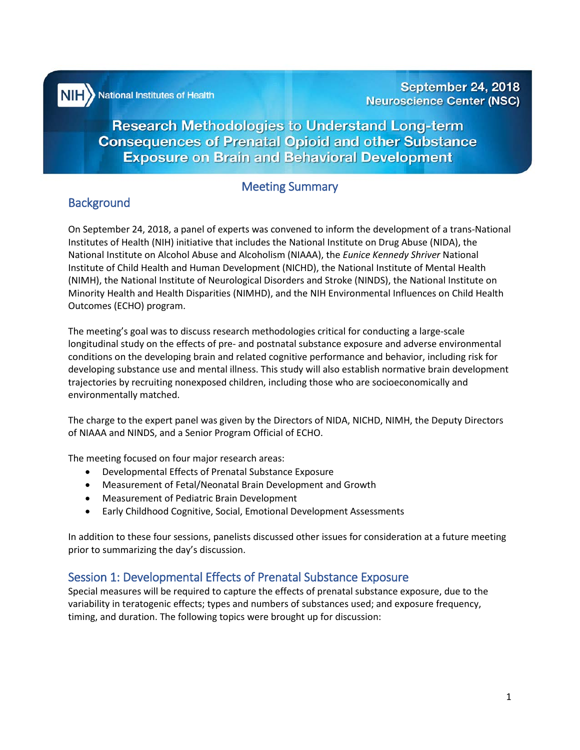NIH National Institutes of Health

September 24, 2018
Neuroscience Center (NSC)

# Research Methodologies to Understand Long-term Consequences of Prenatal Opioid and other Substance Exposure on Brain and Behavioral Development

## Meeting Summary

## Background

On September 24, 2018, a panel of experts was convened to inform the development of a trans-National Institutes of Health (NIH) initiative that includes the National Institute on Drug Abuse (NIDA), the National Institute on Alcohol Abuse and Alcoholism (NIAAA), the *Eunice Kennedy Shriver* National Institute of Child Health and Human Development (NICHD), the National Institute of Mental Health (NIMH), the National Institute of Neurological Disorders and Stroke (NINDS), the National Institute on Minority Health and Health Disparities (NIMHD), and the NIH Environmental Influences on Child Health Outcomes (ECHO) program.

The meeting's goal was to discuss research methodologies critical for conducting a large-scale longitudinal study on the effects of pre- and postnatal substance exposure and adverse environmental conditions on the developing brain and related cognitive performance and behavior, including risk for developing substance use and mental illness. This study will also establish normative brain development trajectories by recruiting nonexposed children, including those who are socioeconomically and environmentally matched.

The charge to the expert panel was given by the Directors of NIDA, NICHD, NIMH, the Deputy Directors of NIAAA and NINDS, and a Senior Program Official of ECHO.

The meeting focused on four major research areas:

- Developmental Effects of Prenatal Substance Exposure
- Measurement of Fetal/Neonatal Brain Development and Growth
- Measurement of Pediatric Brain Development
- Early Childhood Cognitive, Social, Emotional Development Assessments

In addition to these four sessions, panelists discussed other issues for consideration at a future meeting prior to summarizing the day's discussion.

## Session 1: Developmental Effects of Prenatal Substance Exposure

Special measures will be required to capture the effects of prenatal substance exposure, due to the variability in teratogenic effects; types and numbers of substances used; and exposure frequency, timing, and duration. The following topics were brought up for discussion: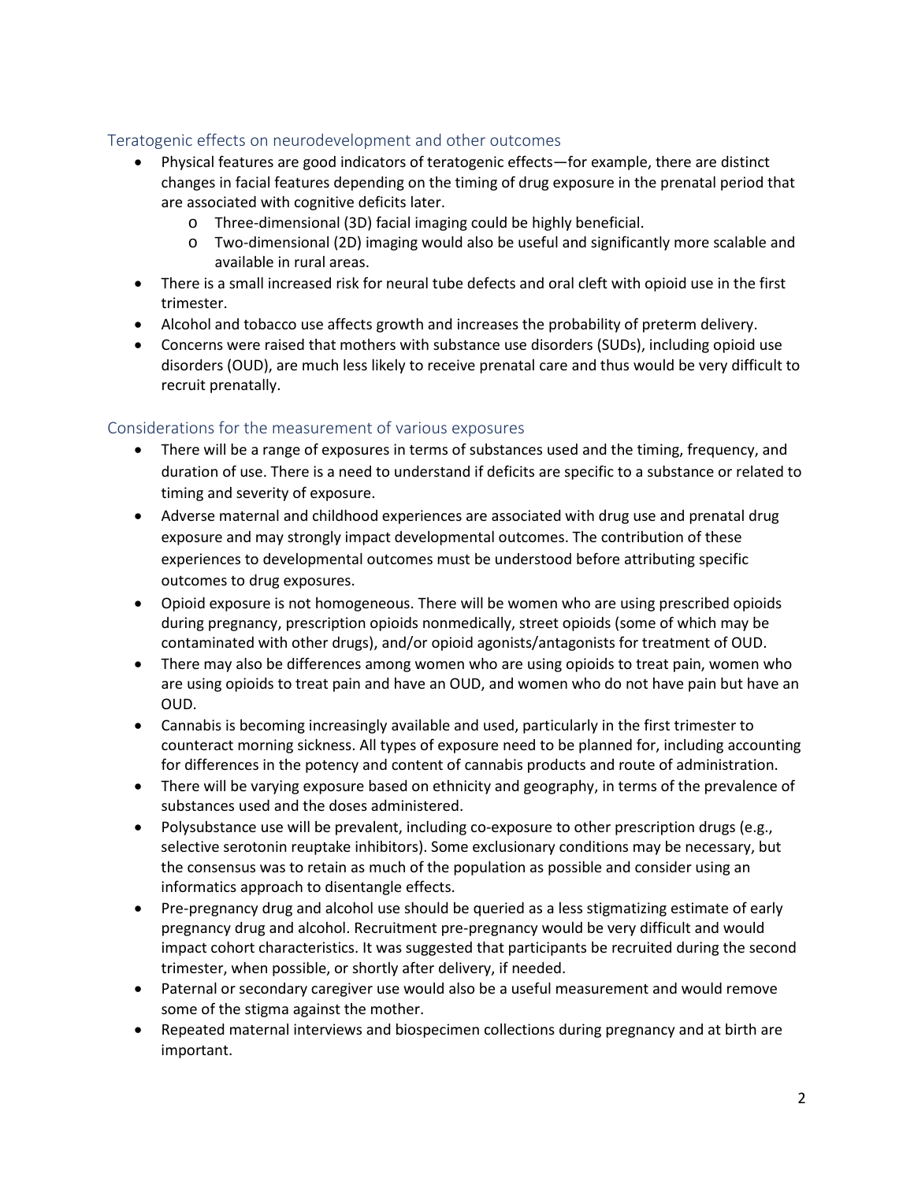## Teratogenic effects on neurodevelopment and other outcomes

- Physical features are good indicators of teratogenic effects—for example, there are distinct changes in facial features depending on the timing of drug exposure in the prenatal period that are associated with cognitive deficits later.
  - Three-dimensional (3D) facial imaging could be highly beneficial.
  - Two-dimensional (2D) imaging would also be useful and significantly more scalable and available in rural areas.
- There is a small increased risk for neural tube defects and oral cleft with opioid use in the first trimester.
- Alcohol and tobacco use affects growth and increases the probability of preterm delivery.
- Concerns were raised that mothers with substance use disorders (SUDs), including opioid use disorders (OUD), are much less likely to receive prenatal care and thus would be very difficult to recruit prenatally.

## Considerations for the measurement of various exposures

- There will be a range of exposures in terms of substances used and the timing, frequency, and duration of use. There is a need to understand if deficits are specific to a substance or related to timing and severity of exposure.
- Adverse maternal and childhood experiences are associated with drug use and prenatal drug exposure and may strongly impact developmental outcomes. The contribution of these experiences to developmental outcomes must be understood before attributing specific outcomes to drug exposures.
- Opioid exposure is not homogeneous. There will be women who are using prescribed opioids during pregnancy, prescription opioids nonmedically, street opioids (some of which may be contaminated with other drugs), and/or opioid agonists/antagonists for treatment of OUD.
- There may also be differences among women who are using opioids to treat pain, women who are using opioids to treat pain and have an OUD, and women who do not have pain but have an OUD.
- Cannabis is becoming increasingly available and used, particularly in the first trimester to counteract morning sickness. All types of exposure need to be planned for, including accounting for differences in the potency and content of cannabis products and route of administration.
- There will be varying exposure based on ethnicity and geography, in terms of the prevalence of substances used and the doses administered.
- Polysubstance use will be prevalent, including co-exposure to other prescription drugs (e.g., selective serotonin reuptake inhibitors). Some exclusionary conditions may be necessary, but the consensus was to retain as much of the population as possible and consider using an informatics approach to disentangle effects.
- Pre-pregnancy drug and alcohol use should be queried as a less stigmatizing estimate of early pregnancy drug and alcohol. Recruitment pre-pregnancy would be very difficult and would impact cohort characteristics. It was suggested that participants be recruited during the second trimester, when possible, or shortly after delivery, if needed.
- Paternal or secondary caregiver use would also be a useful measurement and would remove some of the stigma against the mother.
- Repeated maternal interviews and biospecimen collections during pregnancy and at birth are important.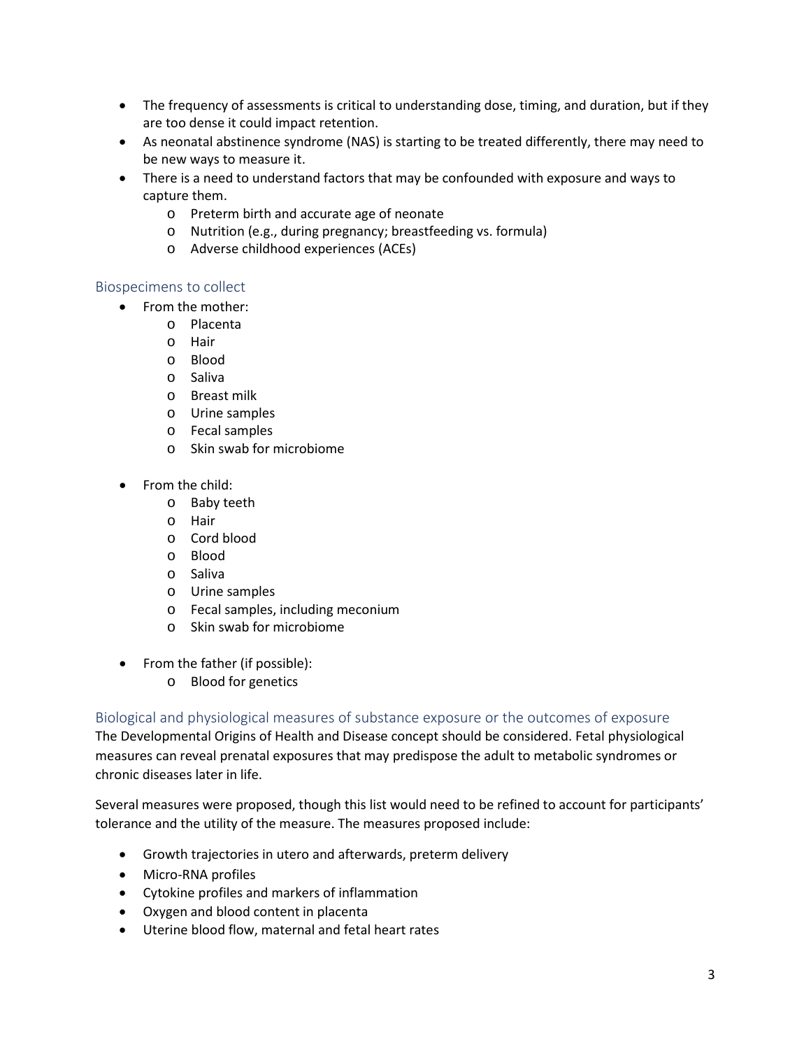- The frequency of assessments is critical to understanding dose, timing, and duration, but if they are too dense it could impact retention.
- As neonatal abstinence syndrome (NAS) is starting to be treated differently, there may need to be new ways to measure it.
- There is a need to understand factors that may be confounded with exposure and ways to capture them.
  - Preterm birth and accurate age of neonate
  - Nutrition (e.g., during pregnancy; breastfeeding vs. formula)
  - Adverse childhood experiences (ACEs)

## Biospecimens to collect

- From the mother:
  - Placenta
  - Hair
  - Blood
  - Saliva
  - Breast milk
  - Urine samples
  - Fecal samples
  - Skin swab for microbiome

- From the child:
  - Baby teeth
  - Hair
  - Cord blood
  - Blood
  - Saliva
  - Urine samples
  - Fecal samples, including meconium
  - Skin swab for microbiome

- From the father (if possible):
  - Blood for genetics

## Biological and physiological measures of substance exposure or the outcomes of exposure

The Developmental Origins of Health and Disease concept should be considered. Fetal physiological measures can reveal prenatal exposures that may predispose the adult to metabolic syndromes or chronic diseases later in life.

Several measures were proposed, though this list would need to be refined to account for participants' tolerance and the utility of the measure. The measures proposed include:

- Growth trajectories in utero and afterwards, preterm delivery
- Micro-RNA profiles
- Cytokine profiles and markers of inflammation
- Oxygen and blood content in placenta
- Uterine blood flow, maternal and fetal heart rates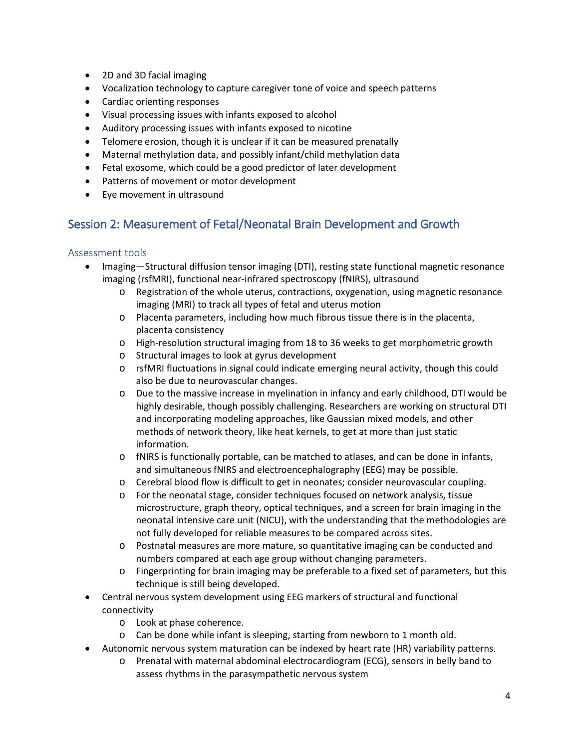- 2D and 3D facial imaging
- Vocalization technology to capture caregiver tone of voice and speech patterns
- Cardiac orienting responses
- Visual processing issues with infants exposed to alcohol
- Auditory processing issues with infants exposed to nicotine
- Telomere erosion, though it is unclear if it can be measured prenatally
- Maternal methylation data, and possibly infant/child methylation data
- Fetal exosome, which could be a good predictor of later development
- Patterns of movement or motor development
- Eye movement in ultrasound

## Session 2: Measurement of Fetal/Neonatal Brain Development and Growth

### Assessment tools

- Imaging—Structural diffusion tensor imaging (DTI), resting state functional magnetic resonance imaging (rsfMRI), functional near-infrared spectroscopy (fNIRS), ultrasound
    - Registration of the whole uterus, contractions, oxygenation, using magnetic resonance imaging (MRI) to track all types of fetal and uterus motion
    - Placenta parameters, including how much fibrous tissue there is in the placenta, placenta consistency
    - High-resolution structural imaging from 18 to 36 weeks to get morphometric growth
    - Structural images to look at gyrus development
    - rsfMRI fluctuations in signal could indicate emerging neural activity, though this could also be due to neurovascular changes.
    - Due to the massive increase in myelination in infancy and early childhood, DTI would be highly desirable, though possibly challenging. Researchers are working on structural DTI and incorporating modeling approaches, like Gaussian mixed models, and other methods of network theory, like heat kernels, to get at more than just static information.
    - fNIRS is functionally portable, can be matched to atlases, and can be done in infants, and simultaneous fNIRS and electroencephalography (EEG) may be possible.
    - Cerebral blood flow is difficult to get in neonates; consider neurovascular coupling.
    - For the neonatal stage, consider techniques focused on network analysis, tissue microstructure, graph theory, optical techniques, and a screen for brain imaging in the neonatal intensive care unit (NICU), with the understanding that the methodologies are not fully developed for reliable measures to be compared across sites.
    - Postnatal measures are more mature, so quantitative imaging can be conducted and numbers compared at each age group without changing parameters.
    - Fingerprinting for brain imaging may be preferable to a fixed set of parameters, but this technique is still being developed.
- Central nervous system development using EEG markers of structural and functional connectivity
    - Look at phase coherence.
    - Can be done while infant is sleeping, starting from newborn to 1 month old.
- Autonomic nervous system maturation can be indexed by heart rate (HR) variability patterns.
    - Prenatal with maternal abdominal electrocardiogram (ECG), sensors in belly band to assess rhythms in the parasympathetic nervous system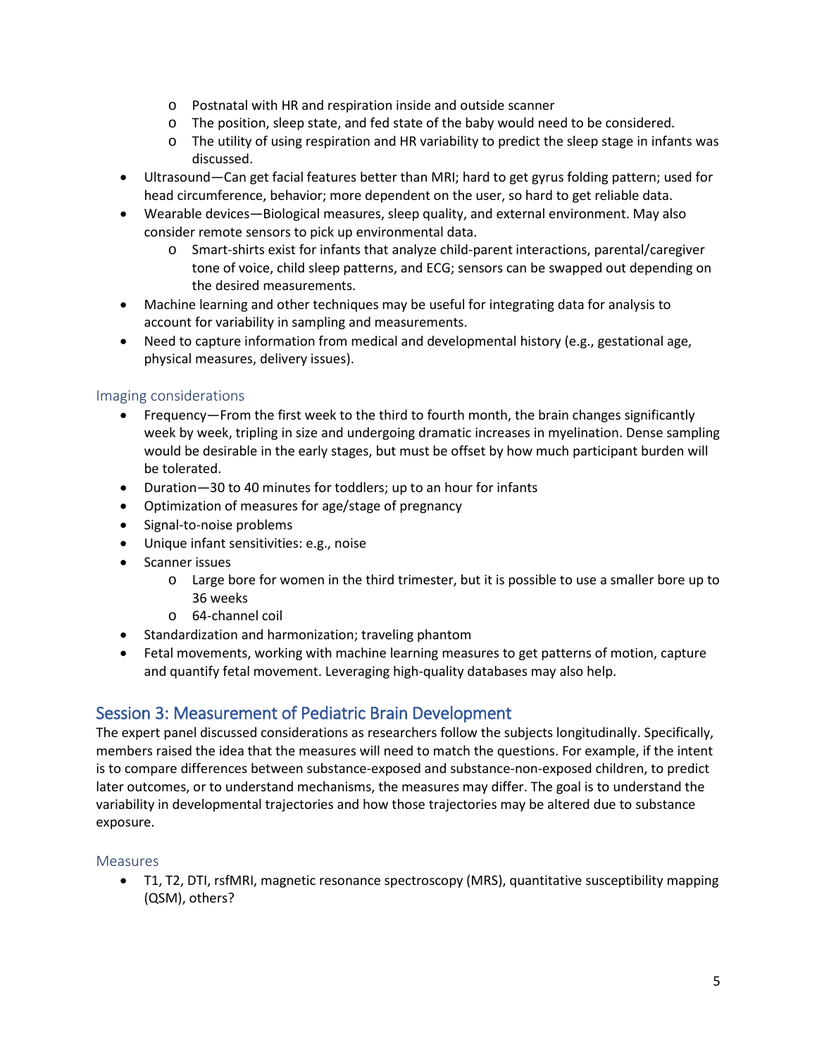- Postnatal with HR and respiration inside and outside scanner
  - The position, sleep state, and fed state of the baby would need to be considered.
  - The utility of using respiration and HR variability to predict the sleep stage in infants was discussed.
- Ultrasound—Can get facial features better than MRI; hard to get gyrus folding pattern; used for head circumference, behavior; more dependent on the user, so hard to get reliable data.
- Wearable devices—Biological measures, sleep quality, and external environment. May also consider remote sensors to pick up environmental data.
  - Smart-shirts exist for infants that analyze child-parent interactions, parental/caregiver tone of voice, child sleep patterns, and ECG; sensors can be swapped out depending on the desired measurements.
- Machine learning and other techniques may be useful for integrating data for analysis to account for variability in sampling and measurements.
- Need to capture information from medical and developmental history (e.g., gestational age, physical measures, delivery issues).

### Imaging considerations

- Frequency—From the first week to the third to fourth month, the brain changes significantly week by week, tripling in size and undergoing dramatic increases in myelination. Dense sampling would be desirable in the early stages, but must be offset by how much participant burden will be tolerated.
- Duration—30 to 40 minutes for toddlers; up to an hour for infants
- Optimization of measures for age/stage of pregnancy
- Signal-to-noise problems
- Unique infant sensitivities: e.g., noise
- Scanner issues
  - Large bore for women in the third trimester, but it is possible to use a smaller bore up to 36 weeks
  - 64-channel coil
- Standardization and harmonization; traveling phantom
- Fetal movements, working with machine learning measures to get patterns of motion, capture and quantify fetal movement. Leveraging high-quality databases may also help.

## Session 3: Measurement of Pediatric Brain Development

The expert panel discussed considerations as researchers follow the subjects longitudinally. Specifically, members raised the idea that the measures will need to match the questions. For example, if the intent is to compare differences between substance-exposed and substance-non-exposed children, to predict later outcomes, or to understand mechanisms, the measures may differ. The goal is to understand the variability in developmental trajectories and how those trajectories may be altered due to substance exposure.

### Measures

- T1, T2, DTI, rsfMRI, magnetic resonance spectroscopy (MRS), quantitative susceptibility mapping (QSM), others?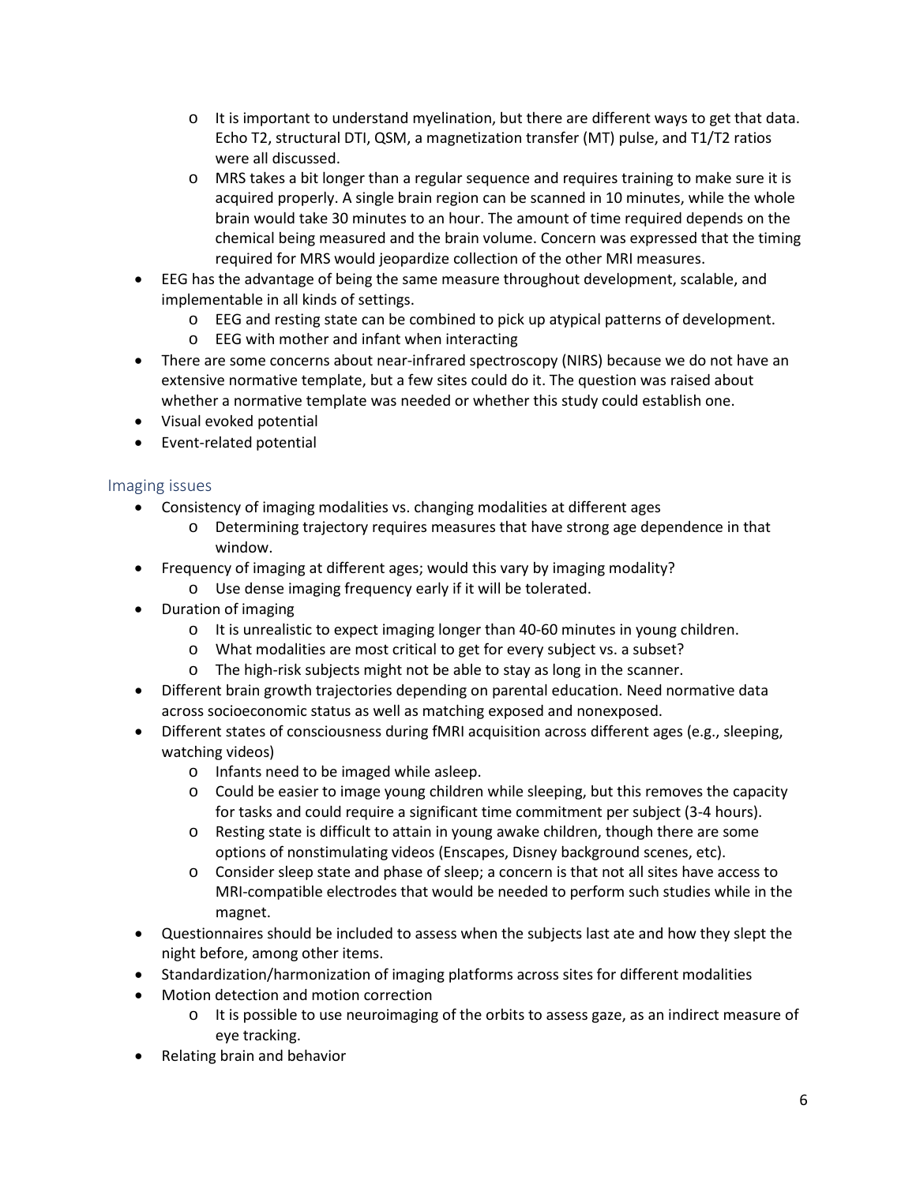- It is important to understand myelination, but there are different ways to get that data. Echo T2, structural DTI, QSM, a magnetization transfer (MT) pulse, and T1/T2 ratios were all discussed.
    - MRS takes a bit longer than a regular sequence and requires training to make sure it is acquired properly. A single brain region can be scanned in 10 minutes, while the whole brain would take 30 minutes to an hour. The amount of time required depends on the chemical being measured and the brain volume. Concern was expressed that the timing required for MRS would jeopardize collection of the other MRI measures.
- EEG has the advantage of being the same measure throughout development, scalable, and implementable in all kinds of settings.
    - EEG and resting state can be combined to pick up atypical patterns of development.
    - EEG with mother and infant when interacting
- There are some concerns about near-infrared spectroscopy (NIRS) because we do not have an extensive normative template, but a few sites could do it. The question was raised about whether a normative template was needed or whether this study could establish one.
- Visual evoked potential
- Event-related potential

## Imaging issues

- Consistency of imaging modalities vs. changing modalities at different ages
    - Determining trajectory requires measures that have strong age dependence in that window.
- Frequency of imaging at different ages; would this vary by imaging modality?
    - Use dense imaging frequency early if it will be tolerated.
- Duration of imaging
    - It is unrealistic to expect imaging longer than 40-60 minutes in young children.
    - What modalities are most critical to get for every subject vs. a subset?
    - The high-risk subjects might not be able to stay as long in the scanner.
- Different brain growth trajectories depending on parental education. Need normative data across socioeconomic status as well as matching exposed and nonexposed.
- Different states of consciousness during fMRI acquisition across different ages (e.g., sleeping, watching videos)
    - Infants need to be imaged while asleep.
    - Could be easier to image young children while sleeping, but this removes the capacity for tasks and could require a significant time commitment per subject (3-4 hours).
    - Resting state is difficult to attain in young awake children, though there are some options of nonstimulating videos (Enscapes, Disney background scenes, etc).
    - Consider sleep state and phase of sleep; a concern is that not all sites have access to MRI-compatible electrodes that would be needed to perform such studies while in the magnet.
- Questionnaires should be included to assess when the subjects last ate and how they slept the night before, among other items.
- Standardization/harmonization of imaging platforms across sites for different modalities
- Motion detection and motion correction
    - It is possible to use neuroimaging of the orbits to assess gaze, as an indirect measure of eye tracking.
- Relating brain and behavior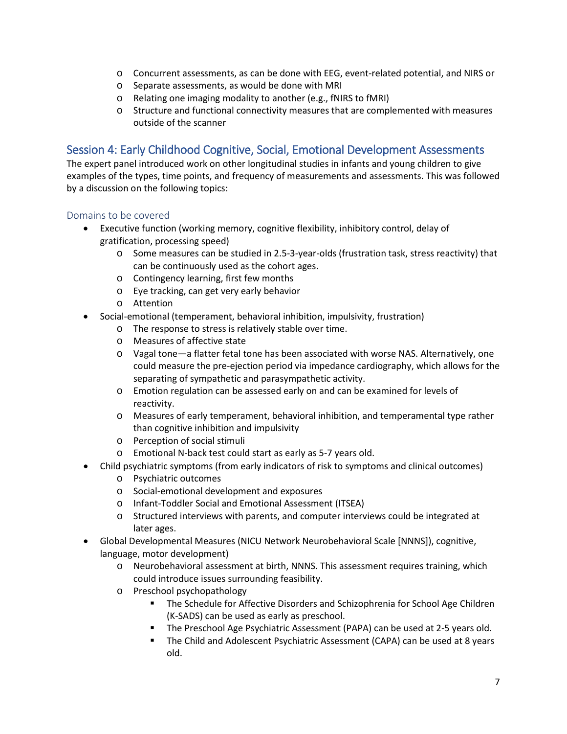- Concurrent assessments, as can be done with EEG, event-related potential, and NIRS or
    - Separate assessments, as would be done with MRI
    - Relating one imaging modality to another (e.g., fNIRS to fMRI)
    - Structure and functional connectivity measures that are complemented with measures outside of the scanner

## Session 4: Early Childhood Cognitive, Social, Emotional Development Assessments

The expert panel introduced work on other longitudinal studies in infants and young children to give examples of the types, time points, and frequency of measurements and assessments. This was followed by a discussion on the following topics:

### Domains to be covered

- Executive function (working memory, cognitive flexibility, inhibitory control, delay of gratification, processing speed)
    - Some measures can be studied in 2.5-3-year-olds (frustration task, stress reactivity) that can be continuously used as the cohort ages.
    - Contingency learning, first few months
    - Eye tracking, can get very early behavior
    - Attention
- Social-emotional (temperament, behavioral inhibition, impulsivity, frustration)
    - The response to stress is relatively stable over time.
    - Measures of affective state
    - Vagal tone—a flatter fetal tone has been associated with worse NAS. Alternatively, one could measure the pre-ejection period via impedance cardiography, which allows for the separating of sympathetic and parasympathetic activity.
    - Emotion regulation can be assessed early on and can be examined for levels of reactivity.
    - Measures of early temperament, behavioral inhibition, and temperamental type rather than cognitive inhibition and impulsivity
    - Perception of social stimuli
    - Emotional N-back test could start as early as 5-7 years old.
- Child psychiatric symptoms (from early indicators of risk to symptoms and clinical outcomes)
    - Psychiatric outcomes
    - Social-emotional development and exposures
    - Infant-Toddler Social and Emotional Assessment (ITSEA)
    - Structured interviews with parents, and computer interviews could be integrated at later ages.
- Global Developmental Measures (NICU Network Neurobehavioral Scale [NNNS]), cognitive, language, motor development)
    - Neurobehavioral assessment at birth, NNNS. This assessment requires training, which could introduce issues surrounding feasibility.
    - Preschool psychopathology
        - The Schedule for Affective Disorders and Schizophrenia for School Age Children (K-SADS) can be used as early as preschool.
        - The Preschool Age Psychiatric Assessment (PAPA) can be used at 2-5 years old.
        - The Child and Adolescent Psychiatric Assessment (CAPA) can be used at 8 years old.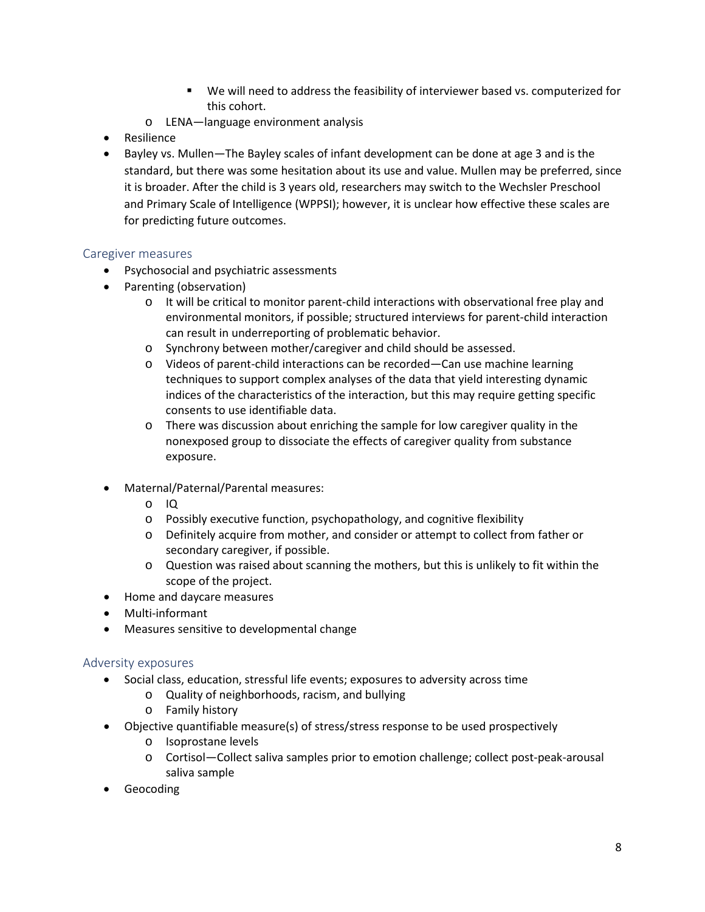- We will need to address the feasibility of interviewer based vs. computerized for this cohort.
    - LENA—language environment analysis
- Resilience
- Bayley vs. Mullen—The Bayley scales of infant development can be done at age 3 and is the standard, but there was some hesitation about its use and value. Mullen may be preferred, since it is broader. After the child is 3 years old, researchers may switch to the Wechsler Preschool and Primary Scale of Intelligence (WPPSI); however, it is unclear how effective these scales are for predicting future outcomes.

## Caregiver measures

- Psychosocial and psychiatric assessments
- Parenting (observation)
    - It will be critical to monitor parent-child interactions with observational free play and environmental monitors, if possible; structured interviews for parent-child interaction can result in underreporting of problematic behavior.
    - Synchrony between mother/caregiver and child should be assessed.
    - Videos of parent-child interactions can be recorded—Can use machine learning techniques to support complex analyses of the data that yield interesting dynamic indices of the characteristics of the interaction, but this may require getting specific consents to use identifiable data.
    - There was discussion about enriching the sample for low caregiver quality in the nonexposed group to dissociate the effects of caregiver quality from substance exposure.
- Maternal/Paternal/Parental measures:
    - IQ
    - Possibly executive function, psychopathology, and cognitive flexibility
    - Definitely acquire from mother, and consider or attempt to collect from father or secondary caregiver, if possible.
    - Question was raised about scanning the mothers, but this is unlikely to fit within the scope of the project.
- Home and daycare measures
- Multi-informant
- Measures sensitive to developmental change

## Adversity exposures

- Social class, education, stressful life events; exposures to adversity across time
    - Quality of neighborhoods, racism, and bullying
    - Family history
- Objective quantifiable measure(s) of stress/stress response to be used prospectively
    - Isoprostane levels
    - Cortisol—Collect saliva samples prior to emotion challenge; collect post-peak-arousal saliva sample
- Geocoding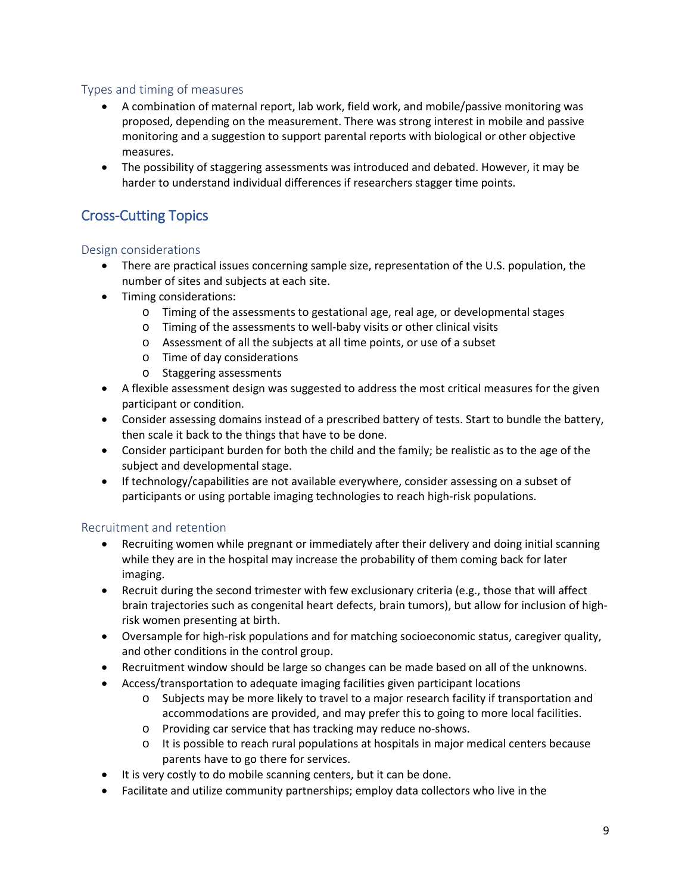### Types and timing of measures

- A combination of maternal report, lab work, field work, and mobile/passive monitoring was proposed, depending on the measurement. There was strong interest in mobile and passive monitoring and a suggestion to support parental reports with biological or other objective measures.
- The possibility of staggering assessments was introduced and debated. However, it may be harder to understand individual differences if researchers stagger time points.

## Cross-Cutting Topics

### Design considerations

- There are practical issues concerning sample size, representation of the U.S. population, the number of sites and subjects at each site.
- Timing considerations:
  - Timing of the assessments to gestational age, real age, or developmental stages
  - Timing of the assessments to well-baby visits or other clinical visits
  - Assessment of all the subjects at all time points, or use of a subset
  - Time of day considerations
  - Staggering assessments
- A flexible assessment design was suggested to address the most critical measures for the given participant or condition.
- Consider assessing domains instead of a prescribed battery of tests. Start to bundle the battery, then scale it back to the things that have to be done.
- Consider participant burden for both the child and the family; be realistic as to the age of the subject and developmental stage.
- If technology/capabilities are not available everywhere, consider assessing on a subset of participants or using portable imaging technologies to reach high-risk populations.

### Recruitment and retention

- Recruiting women while pregnant or immediately after their delivery and doing initial scanning while they are in the hospital may increase the probability of them coming back for later imaging.
- Recruit during the second trimester with few exclusionary criteria (e.g., those that will affect brain trajectories such as congenital heart defects, brain tumors), but allow for inclusion of high-risk women presenting at birth.
- Oversample for high-risk populations and for matching socioeconomic status, caregiver quality, and other conditions in the control group.
- Recruitment window should be large so changes can be made based on all of the unknowns.
- Access/transportation to adequate imaging facilities given participant locations
  - Subjects may be more likely to travel to a major research facility if transportation and accommodations are provided, and may prefer this to going to more local facilities.
  - Providing car service that has tracking may reduce no-shows.
  - It is possible to reach rural populations at hospitals in major medical centers because parents have to go there for services.
- It is very costly to do mobile scanning centers, but it can be done.
- Facilitate and utilize community partnerships; employ data collectors who live in the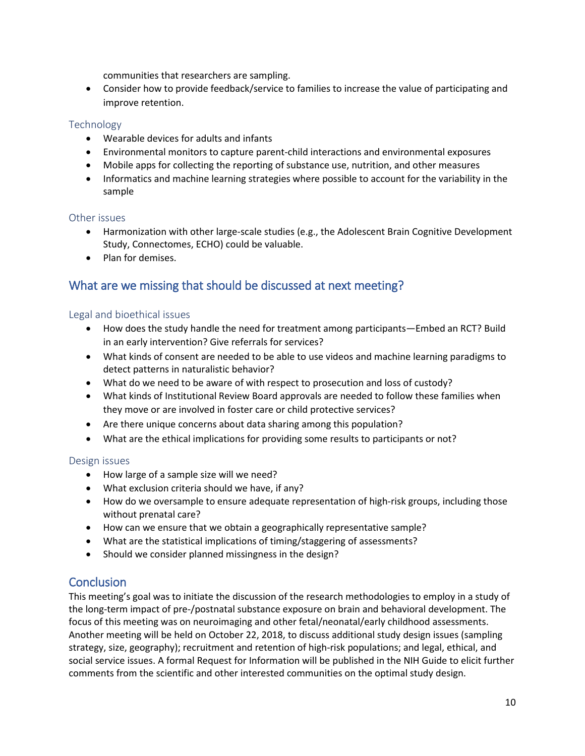communities that researchers are sampling.
- Consider how to provide feedback/service to families to increase the value of participating and improve retention.

### Technology

- Wearable devices for adults and infants
- Environmental monitors to capture parent-child interactions and environmental exposures
- Mobile apps for collecting the reporting of substance use, nutrition, and other measures
- Informatics and machine learning strategies where possible to account for the variability in the sample

### Other issues

- Harmonization with other large-scale studies (e.g., the Adolescent Brain Cognitive Development Study, Connectomes, ECHO) could be valuable.
- Plan for demises.

## What are we missing that should be discussed at next meeting?

### Legal and bioethical issues

- How does the study handle the need for treatment among participants—Embed an RCT? Build in an early intervention? Give referrals for services?
- What kinds of consent are needed to be able to use videos and machine learning paradigms to detect patterns in naturalistic behavior?
- What do we need to be aware of with respect to prosecution and loss of custody?
- What kinds of Institutional Review Board approvals are needed to follow these families when they move or are involved in foster care or child protective services?
- Are there unique concerns about data sharing among this population?
- What are the ethical implications for providing some results to participants or not?

### Design issues

- How large of a sample size will we need?
- What exclusion criteria should we have, if any?
- How do we oversample to ensure adequate representation of high-risk groups, including those without prenatal care?
- How can we ensure that we obtain a geographically representative sample?
- What are the statistical implications of timing/staggering of assessments?
- Should we consider planned missingness in the design?

## Conclusion

This meeting's goal was to initiate the discussion of the research methodologies to employ in a study of the long-term impact of pre-/postnatal substance exposure on brain and behavioral development. The focus of this meeting was on neuroimaging and other fetal/neonatal/early childhood assessments. Another meeting will be held on October 22, 2018, to discuss additional study design issues (sampling strategy, size, geography); recruitment and retention of high-risk populations; and legal, ethical, and social service issues. A formal Request for Information will be published in the NIH Guide to elicit further comments from the scientific and other interested communities on the optimal study design.